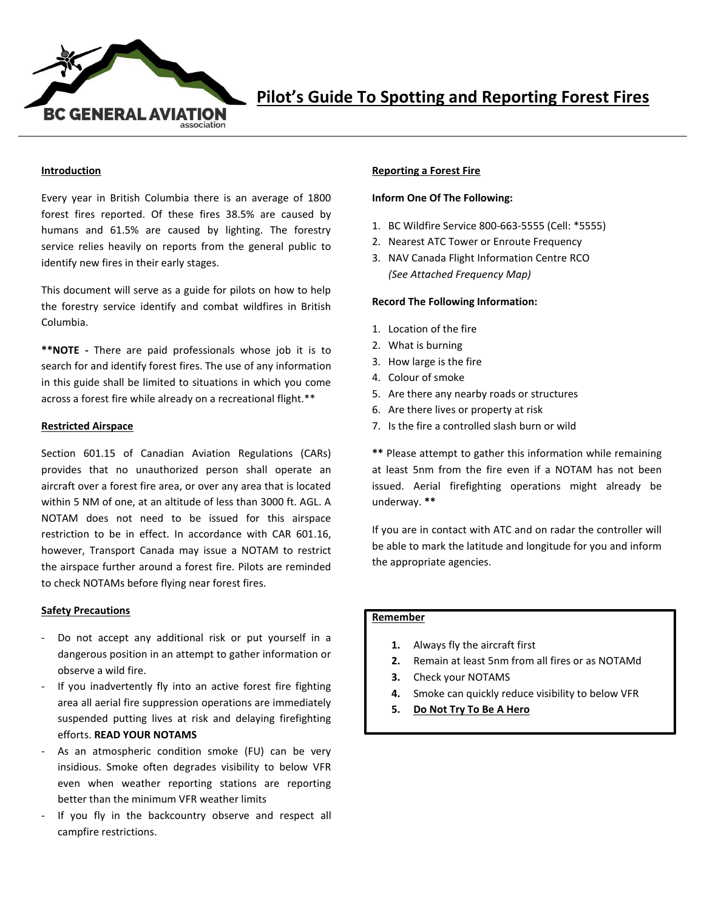# Pilot's Guide To Spotting and Reporting Forest Fires

BC GENERAL AVIATION association

## Introduction

Every year in British Columbia there is an average of 1800 forest fires reported. Of these fires 38.5% are caused by humans and 61.5% are caused by lighting. The forestry service relies heavily on reports from the general public to identify new fires in their early stages.

This document will serve as a guide for pilots on how to help the forestry service identify and combat wildfires in British Columbia.

****NOTE -** There are paid professionals whose job it is to search for and identify forest fires. The use of any information in this guide shall be limited to situations in which you come across a forest fire while already on a recreational flight.**

## Restricted Airspace

Section 601.15 of Canadian Aviation Regulations (CARs) provides that no unauthorized person shall operate an aircraft over a forest fire area, or over any area that is located within 5 NM of one, at an altitude of less than 3000 ft. AGL. A NOTAM does not need to be issued for this airspace restriction to be in effect. In accordance with CAR 601.16, however, Transport Canada may issue a NOTAM to restrict the airspace further around a forest fire. Pilots are reminded to check NOTAMs before flying near forest fires.

## Safety Precautions

- Do not accept any additional risk or put yourself in a dangerous position in an attempt to gather information or observe a wild fire.
- If you inadvertently fly into an active forest fire fighting area all aerial fire suppression operations are immediately suspended putting lives at risk and delaying firefighting efforts. **READ YOUR NOTAMS**
- As an atmospheric condition smoke (FU) can be very insidious. Smoke often degrades visibility to below VFR even when weather reporting stations are reporting better than the minimum VFR weather limits
- If you fly in the backcountry observe and respect all campfire restrictions.

## Reporting a Forest Fire

**Inform One Of The Following:**

1. BC Wildfire Service 800-663-5555 (Cell: *5555)
2. Nearest ATC Tower or Enroute Frequency
3. NAV Canada Flight Information Centre RCO
   *(See Attached Frequency Map)*

**Record The Following Information:**

1. Location of the fire
2. What is burning
3. How large is the fire
4. Colour of smoke
5. Are there any nearby roads or structures
6. Are there lives or property at risk
7. Is the fire a controlled slash burn or wild

**** Please attempt to gather this information while remaining at least 5nm from the fire even if a NOTAM has not been issued. Aerial firefighting operations might already be underway. ****

If you are in contact with ATC and on radar the controller will be able to mark the latitude and longitude for you and inform the appropriate agencies.

### Remember

1. Always fly the aircraft first
2. Remain at least 5nm from all fires or as NOTAMd
3. Check your NOTAMS
4. Smoke can quickly reduce visibility to below VFR
5. **Do Not Try To Be A Hero**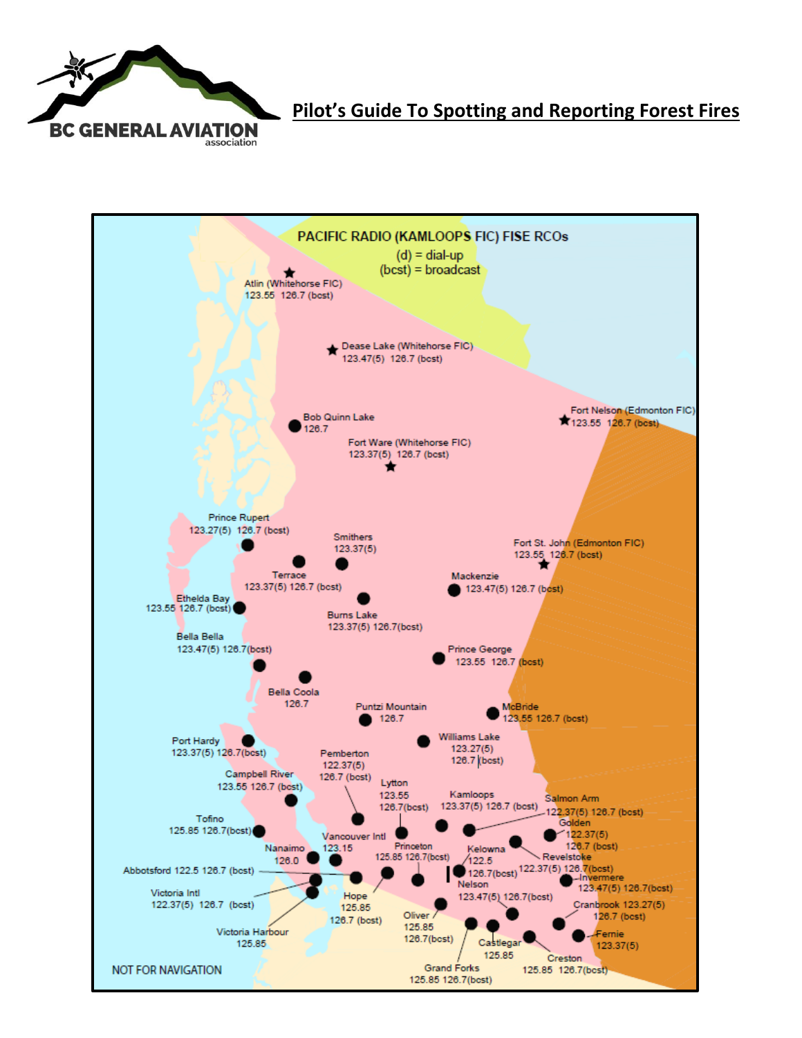# Pilot's Guide To Spotting and Reporting Forest Fires

PACIFIC RADIO (KAMLOOPS FIC) FISE RCOs

(d) = dial-up

(bcst) = broadcast

Atlin (Whitehorse FIC)
123.55 126.7 (bcst)

Dease Lake (Whitehorse FIC)
123.47(5) 126.7 (bcst)

Bob Quinn Lake
126.7

Fort Ware (Whitehorse FIC)
123.37(5) 126.7 (bcst)

Fort Nelson (Edmonton FIC)
123.55 126.7 (bcst)

Prince Rupert
123.27(5) 126.7 (bcst)

Smithers
123.37(5)

Terrace
123.37(5) 126.7 (bcst)

Fort St. John (Edmonton FIC)
123.55 126.7 (bcst)

Mackenzie
123.47(5) 126.7 (bcst)

Ethelda Bay
123.55 126.7 (bcst)

Burns Lake
123.37(5) 126.7(bcst)

Bella Bella
123.47(5) 126.7(bcst)

Prince George
123.55 126.7 (bcst)

Bella Coola
126.7

Puntzi Mountain
126.7

McBride
123.55 126.7 (bcst)

Port Hardy
123.37(5) 126.7(bcst)

Williams Lake
123.27(5)
126.7 (bcst)

Pemberton
122.37(5)
126.7 (bcst)

Campbell River
123.55 126.7 (bcst)

Lytton
123.55
126.7(bcst)

Kamloops
123.37(5) 126.7 (bcst)

Salmon Arm
122.37(5) 126.7 (bcst)

Golden
122.37(5)
126.7 (bcst)

Tofino
125.85 126.7(bcst)

Vancouver Intl
123.15

Nanaimo
126.0

Princeton
125.85 126.7(bcst)

Kelowna
122.5
126.7(bcst)

Revelstoke
122.37(5) 126.7(bcst)

Abbotsford 122.5 126.7 (bcst)

Nelson
123.47(5) 126.7(bcst)

Invermere
123.47(5) 126.7(bcst)

Victoria Intl
122.37(5) 126.7 (bcst)

Hope
125.85
126.7 (bcst)

Oliver
125.85
126.7(bcst)

Cranbrook 123.27(5)
126.7 (bcst)

Victoria Harbour
125.85

Castlegar
125.85

Fernie
123.37(5)

Creston
125.85 126.7(bcst)

Grand Forks
125.85 126.7(bcst)

NOT FOR NAVIGATION